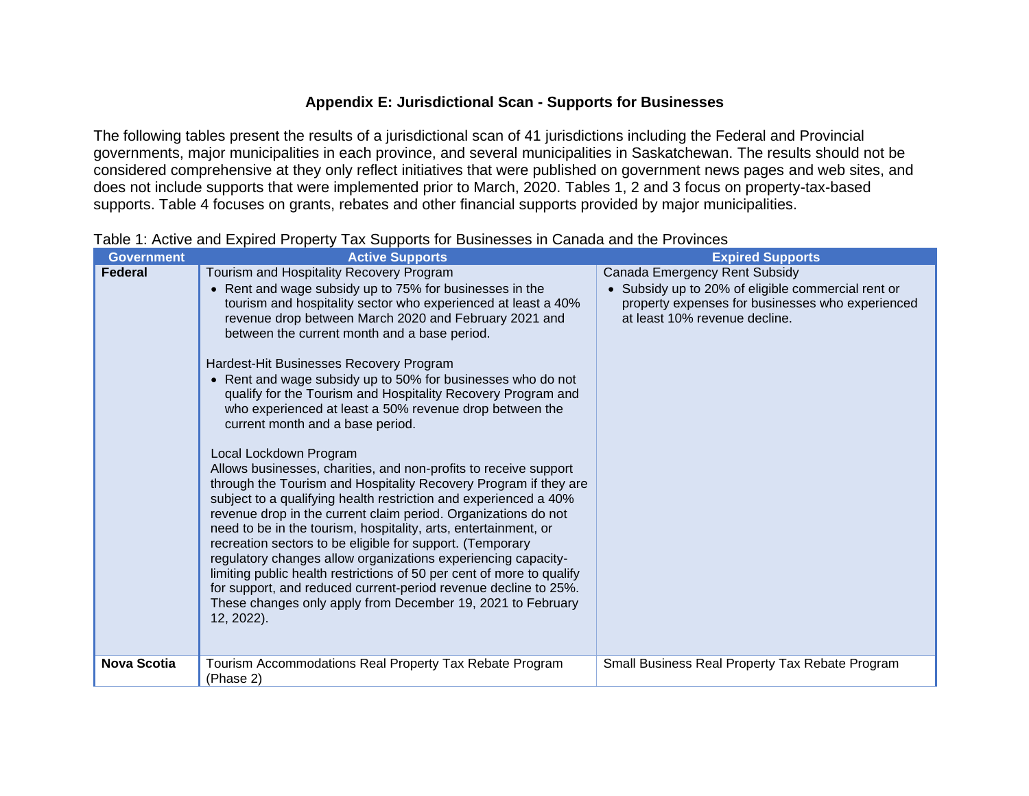## Appendix E: Jurisdictional Scan - Supports for Businesses

The following tables present the results of a jurisdictional scan of 41 jurisdictions including the Federal and Provincial governments, major municipalities in each province, and several municipalities in Saskatchewan. The results should not be considered comprehensive at they only reflect initiatives that were published on government news pages and web sites, and does not include supports that were implemented prior to March, 2020. Tables 1, 2 and 3 focus on property-tax-based supports. Table 4 focuses on grants, rebates and other financial supports provided by major municipalities.

Table 1: Active and Expired Property Tax Supports for Businesses in Canada and the Provinces

| Government | Active Supports | Expired Supports |
|---|---|---|
| **Federal** | Tourism and Hospitality Recovery Program<br>• Rent and wage subsidy up to 75% for businesses in the tourism and hospitality sector who experienced at least a 40% revenue drop between March 2020 and February 2021 and between the current month and a base period.<br><br>Hardest-Hit Businesses Recovery Program<br>• Rent and wage subsidy up to 50% for businesses who do not qualify for the Tourism and Hospitality Recovery Program and who experienced at least a 50% revenue drop between the current month and a base period.<br><br>Local Lockdown Program<br>Allows businesses, charities, and non-profits to receive support through the Tourism and Hospitality Recovery Program if they are subject to a qualifying health restriction and experienced a 40% revenue drop in the current claim period. Organizations do not need to be in the tourism, hospitality, arts, entertainment, or recreation sectors to be eligible for support. (Temporary regulatory changes allow organizations experiencing capacity-limiting public health restrictions of 50 per cent of more to qualify for support, and reduced current-period revenue decline to 25%. These changes only apply from December 19, 2021 to February 12, 2022). | Canada Emergency Rent Subsidy<br>• Subsidy up to 20% of eligible commercial rent or property expenses for businesses who experienced at least 10% revenue decline. |
| **Nova Scotia** | Tourism Accommodations Real Property Tax Rebate Program (Phase 2) | Small Business Real Property Tax Rebate Program |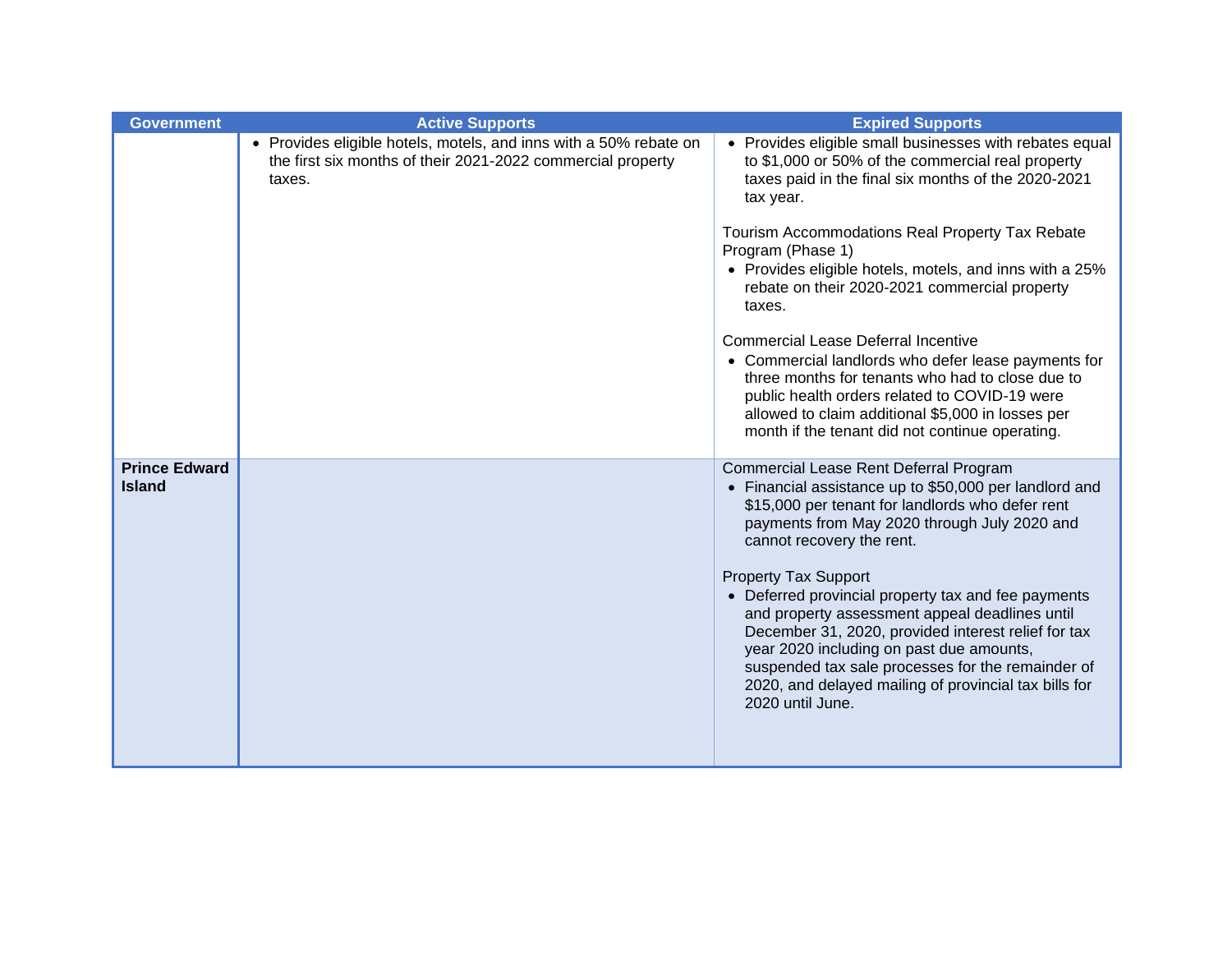| Government | Active Supports | Expired Supports |
| --- | --- | --- |
| | • Provides eligible hotels, motels, and inns with a 50% rebate on the first six months of their 2021-2022 commercial property taxes. | • Provides eligible small businesses with rebates equal to $1,000 or 50% of the commercial real property taxes paid in the final six months of the 2020-2021 tax year.<br><br>Tourism Accommodations Real Property Tax Rebate Program (Phase 1)<br>• Provides eligible hotels, motels, and inns with a 25% rebate on their 2020-2021 commercial property taxes.<br><br>Commercial Lease Deferral Incentive<br>• Commercial landlords who defer lease payments for three months for tenants who had to close due to public health orders related to COVID-19 were allowed to claim additional $5,000 in losses per month if the tenant did not continue operating. |
| **Prince Edward Island** | | Commercial Lease Rent Deferral Program<br>• Financial assistance up to $50,000 per landlord and $15,000 per tenant for landlords who defer rent payments from May 2020 through July 2020 and cannot recovery the rent.<br><br>Property Tax Support<br>• Deferred provincial property tax and fee payments and property assessment appeal deadlines until December 31, 2020, provided interest relief for tax year 2020 including on past due amounts, suspended tax sale processes for the remainder of 2020, and delayed mailing of provincial tax bills for 2020 until June. |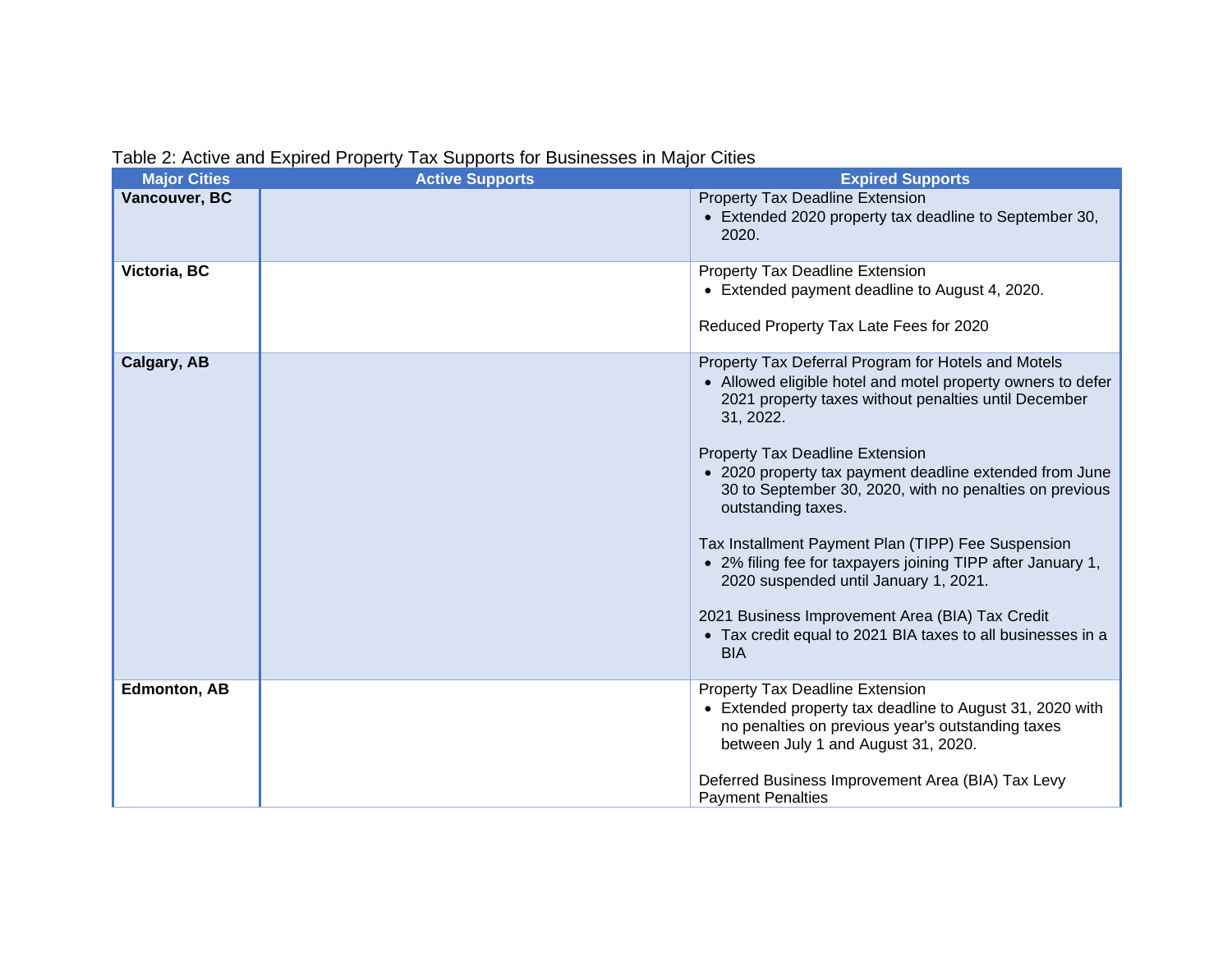Table 2: Active and Expired Property Tax Supports for Businesses in Major Cities

| Major Cities | Active Supports | Expired Supports |
| --- | --- | --- |
| **Vancouver, BC** | | Property Tax Deadline Extension<br>• Extended 2020 property tax deadline to September 30, 2020. |
| **Victoria, BC** | | Property Tax Deadline Extension<br>• Extended payment deadline to August 4, 2020.<br><br>Reduced Property Tax Late Fees for 2020 |
| **Calgary, AB** | | Property Tax Deferral Program for Hotels and Motels<br>• Allowed eligible hotel and motel property owners to defer 2021 property taxes without penalties until December 31, 2022.<br><br>Property Tax Deadline Extension<br>• 2020 property tax payment deadline extended from June 30 to September 30, 2020, with no penalties on previous outstanding taxes.<br><br>Tax Installment Payment Plan (TIPP) Fee Suspension<br>• 2% filing fee for taxpayers joining TIPP after January 1, 2020 suspended until January 1, 2021.<br><br>2021 Business Improvement Area (BIA) Tax Credit<br>• Tax credit equal to 2021 BIA taxes to all businesses in a BIA |
| **Edmonton, AB** | | Property Tax Deadline Extension<br>• Extended property tax deadline to August 31, 2020 with no penalties on previous year's outstanding taxes between July 1 and August 31, 2020.<br><br>Deferred Business Improvement Area (BIA) Tax Levy Payment Penalties |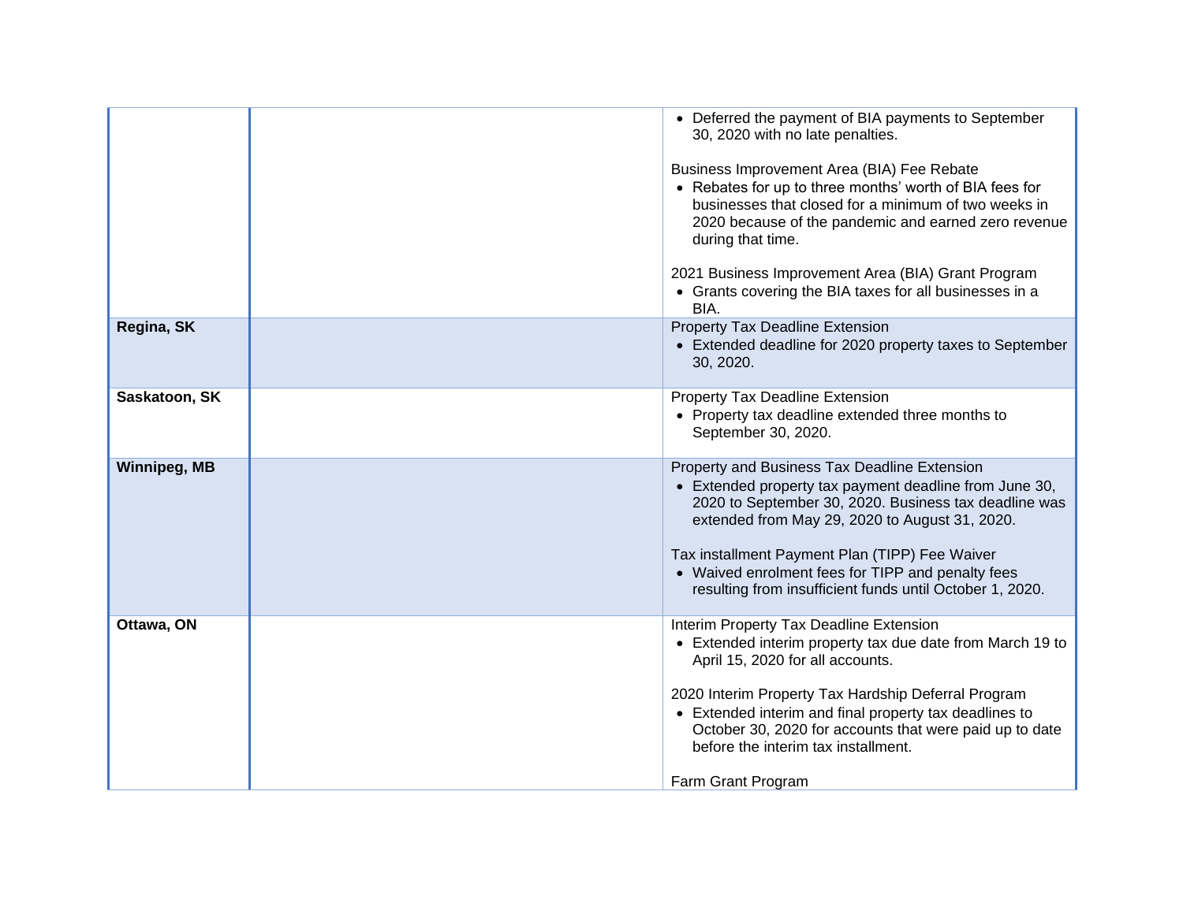| | | |
|---|---|---|
| | | • Deferred the payment of BIA payments to September 30, 2020 with no late penalties.<br><br>Business Improvement Area (BIA) Fee Rebate<br>• Rebates for up to three months' worth of BIA fees for businesses that closed for a minimum of two weeks in 2020 because of the pandemic and earned zero revenue during that time.<br><br>2021 Business Improvement Area (BIA) Grant Program<br>• Grants covering the BIA taxes for all businesses in a BIA. |
| **Regina, SK** | | Property Tax Deadline Extension<br>• Extended deadline for 2020 property taxes to September 30, 2020. |
| **Saskatoon, SK** | | Property Tax Deadline Extension<br>• Property tax deadline extended three months to September 30, 2020. |
| **Winnipeg, MB** | | Property and Business Tax Deadline Extension<br>• Extended property tax payment deadline from June 30, 2020 to September 30, 2020. Business tax deadline was extended from May 29, 2020 to August 31, 2020.<br><br>Tax installment Payment Plan (TIPP) Fee Waiver<br>• Waived enrolment fees for TIPP and penalty fees resulting from insufficient funds until October 1, 2020. |
| **Ottawa, ON** | | Interim Property Tax Deadline Extension<br>• Extended interim property tax due date from March 19 to April 15, 2020 for all accounts.<br><br>2020 Interim Property Tax Hardship Deferral Program<br>• Extended interim and final property tax deadlines to October 30, 2020 for accounts that were paid up to date before the interim tax installment.<br><br>Farm Grant Program |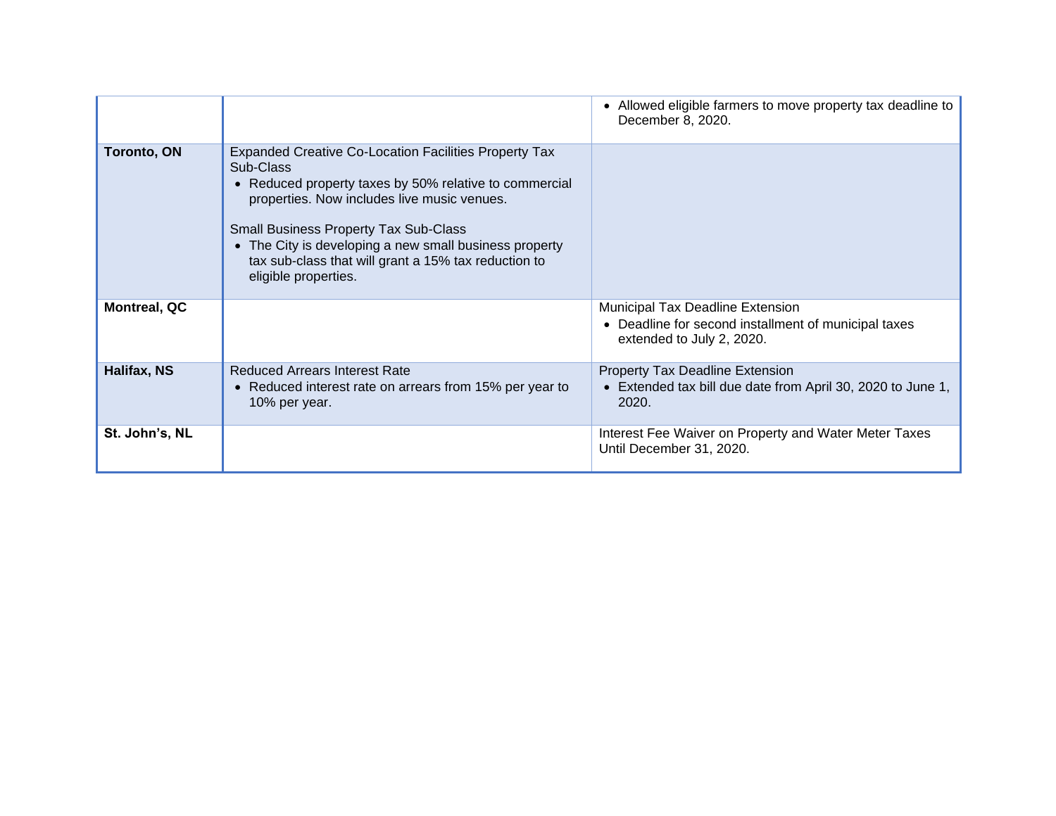| | | |
|---|---|---|
| | | • Allowed eligible farmers to move property tax deadline to December 8, 2020. |
| **Toronto, ON** | Expanded Creative Co-Location Facilities Property Tax Sub-Class<br>• Reduced property taxes by 50% relative to commercial properties. Now includes live music venues.<br><br>Small Business Property Tax Sub-Class<br>• The City is developing a new small business property tax sub-class that will grant a 15% tax reduction to eligible properties. | |
| **Montreal, QC** | | Municipal Tax Deadline Extension<br>• Deadline for second installment of municipal taxes extended to July 2, 2020. |
| **Halifax, NS** | Reduced Arrears Interest Rate<br>• Reduced interest rate on arrears from 15% per year to 10% per year. | Property Tax Deadline Extension<br>• Extended tax bill due date from April 30, 2020 to June 1, 2020. |
| **St. John's, NL** | | Interest Fee Waiver on Property and Water Meter Taxes Until December 31, 2020. |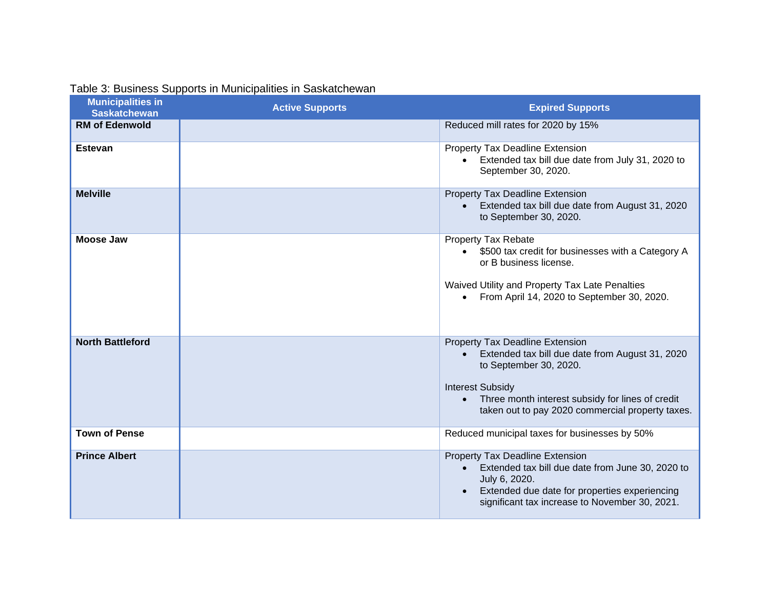Table 3: Business Supports in Municipalities in Saskatchewan

| Municipalities in Saskatchewan | Active Supports | Expired Supports |
| --- | --- | --- |
| **RM of Edenwold** | | Reduced mill rates for 2020 by 15% |
| **Estevan** | | Property Tax Deadline Extension<br>• Extended tax bill due date from July 31, 2020 to September 30, 2020. |
| **Melville** | | Property Tax Deadline Extension<br>• Extended tax bill due date from August 31, 2020 to September 30, 2020. |
| **Moose Jaw** | | Property Tax Rebate<br>• $500 tax credit for businesses with a Category A or B business license.<br><br>Waived Utility and Property Tax Late Penalties<br>• From April 14, 2020 to September 30, 2020. |
| **North Battleford** | | Property Tax Deadline Extension<br>• Extended tax bill due date from August 31, 2020 to September 30, 2020.<br><br>Interest Subsidy<br>• Three month interest subsidy for lines of credit taken out to pay 2020 commercial property taxes. |
| **Town of Pense** | | Reduced municipal taxes for businesses by 50% |
| **Prince Albert** | | Property Tax Deadline Extension<br>• Extended tax bill due date from June 30, 2020 to July 6, 2020.<br>• Extended due date for properties experiencing significant tax increase to November 30, 2021. |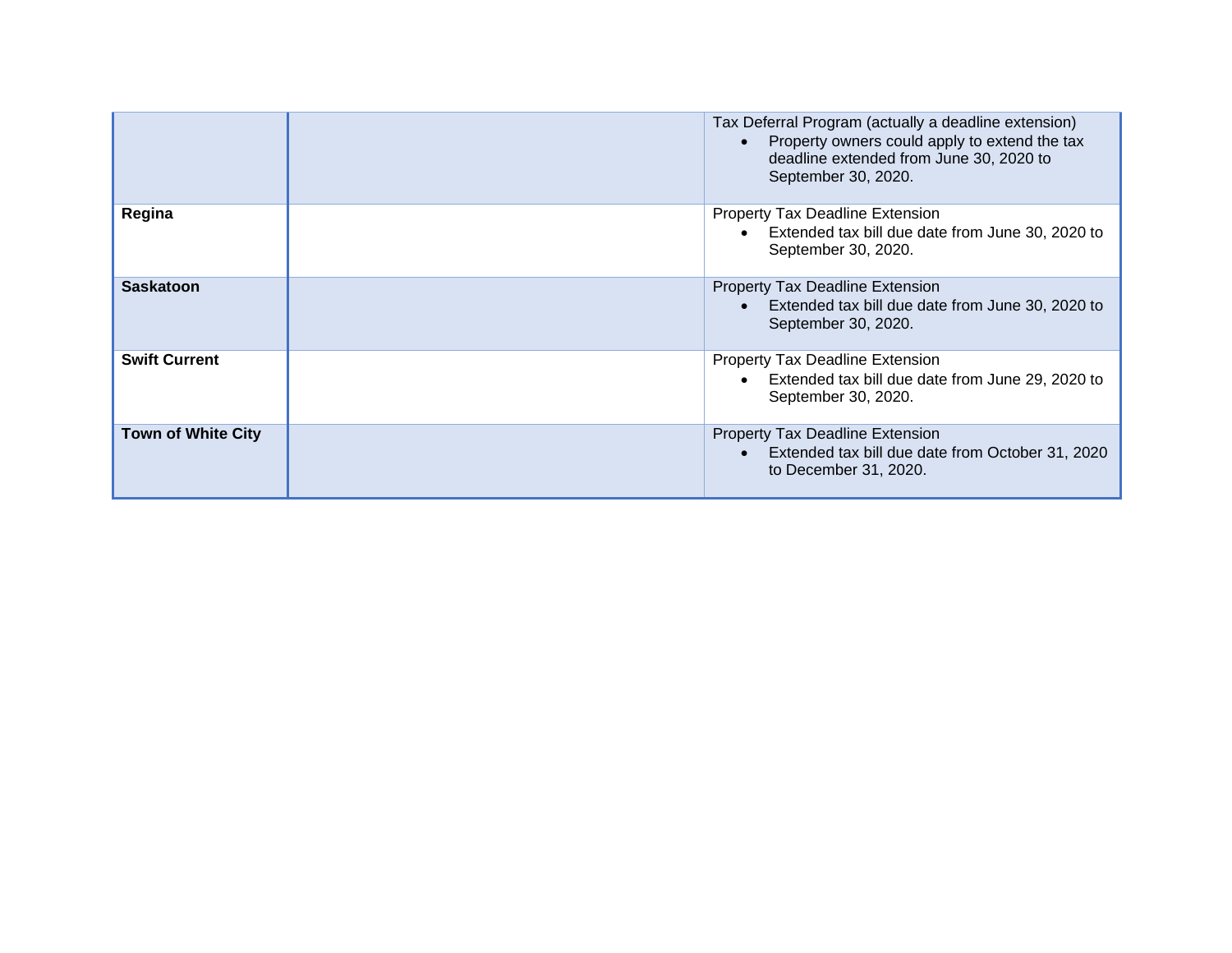| | | |
|---|---|---|
| | | Tax Deferral Program (actually a deadline extension)<br>• Property owners could apply to extend the tax deadline extended from June 30, 2020 to September 30, 2020. |
| **Regina** | | Property Tax Deadline Extension<br>• Extended tax bill due date from June 30, 2020 to September 30, 2020. |
| **Saskatoon** | | Property Tax Deadline Extension<br>• Extended tax bill due date from June 30, 2020 to September 30, 2020. |
| **Swift Current** | | Property Tax Deadline Extension<br>• Extended tax bill due date from June 29, 2020 to September 30, 2020. |
| **Town of White City** | | Property Tax Deadline Extension<br>• Extended tax bill due date from October 31, 2020 to December 31, 2020. |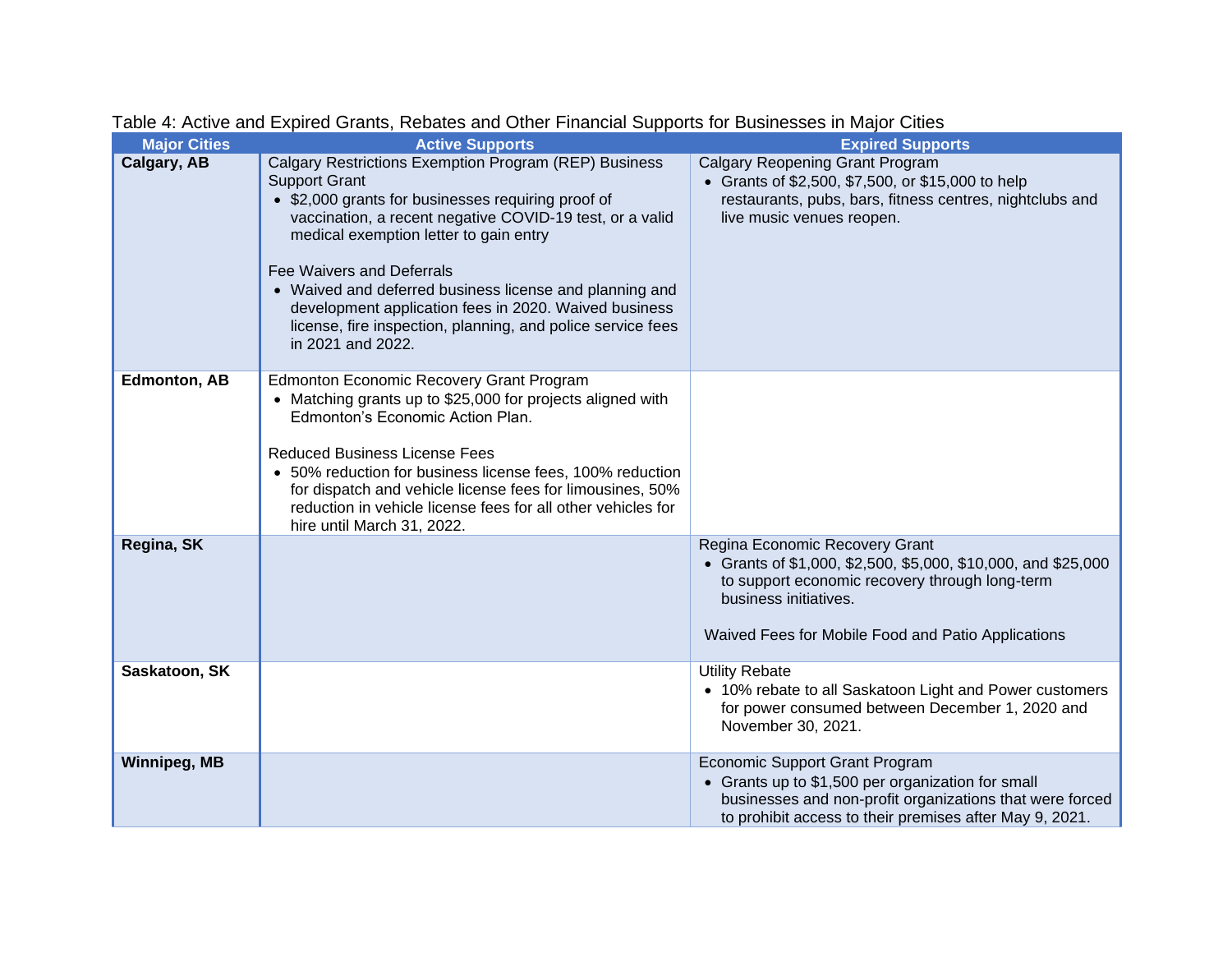Table 4: Active and Expired Grants, Rebates and Other Financial Supports for Businesses in Major Cities

| Major Cities | Active Supports | Expired Supports |
|---|---|---|
| **Calgary, AB** | Calgary Restrictions Exemption Program (REP) Business Support Grant<br>• $2,000 grants for businesses requiring proof of vaccination, a recent negative COVID-19 test, or a valid medical exemption letter to gain entry<br><br>Fee Waivers and Deferrals<br>• Waived and deferred business license and planning and development application fees in 2020. Waived business license, fire inspection, planning, and police service fees in 2021 and 2022. | Calgary Reopening Grant Program<br>• Grants of $2,500, $7,500, or $15,000 to help restaurants, pubs, bars, fitness centres, nightclubs and live music venues reopen. |
| **Edmonton, AB** | Edmonton Economic Recovery Grant Program<br>• Matching grants up to $25,000 for projects aligned with Edmonton's Economic Action Plan.<br><br>Reduced Business License Fees<br>• 50% reduction for business license fees, 100% reduction for dispatch and vehicle license fees for limousines, 50% reduction in vehicle license fees for all other vehicles for hire until March 31, 2022. | |
| **Regina, SK** | | Regina Economic Recovery Grant<br>• Grants of $1,000, $2,500, $5,000, $10,000, and $25,000 to support economic recovery through long-term business initiatives.<br><br>Waived Fees for Mobile Food and Patio Applications |
| **Saskatoon, SK** | | Utility Rebate<br>• 10% rebate to all Saskatoon Light and Power customers for power consumed between December 1, 2020 and November 30, 2021. |
| **Winnipeg, MB** | | Economic Support Grant Program<br>• Grants up to $1,500 per organization for small businesses and non-profit organizations that were forced to prohibit access to their premises after May 9, 2021. |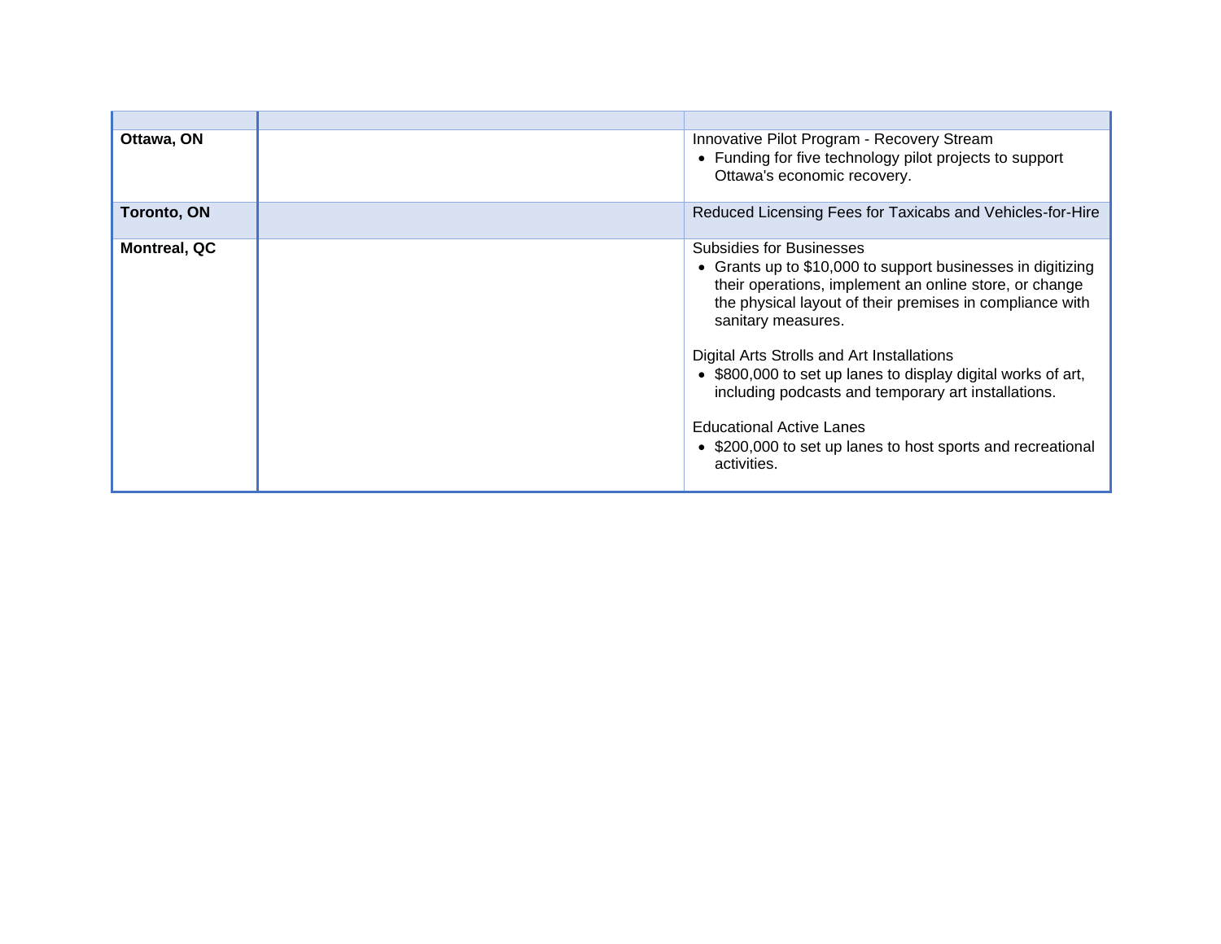| | | |
|---|---|---|
| **Ottawa, ON** | | Innovative Pilot Program - Recovery Stream<br>• Funding for five technology pilot projects to support Ottawa's economic recovery. |
| **Toronto, ON** | | Reduced Licensing Fees for Taxicabs and Vehicles-for-Hire |
| **Montreal, QC** | | Subsidies for Businesses<br>• Grants up to $10,000 to support businesses in digitizing their operations, implement an online store, or change the physical layout of their premises in compliance with sanitary measures.<br><br>Digital Arts Strolls and Art Installations<br>• $800,000 to set up lanes to display digital works of art, including podcasts and temporary art installations.<br><br>Educational Active Lanes<br>• $200,000 to set up lanes to host sports and recreational activities. |